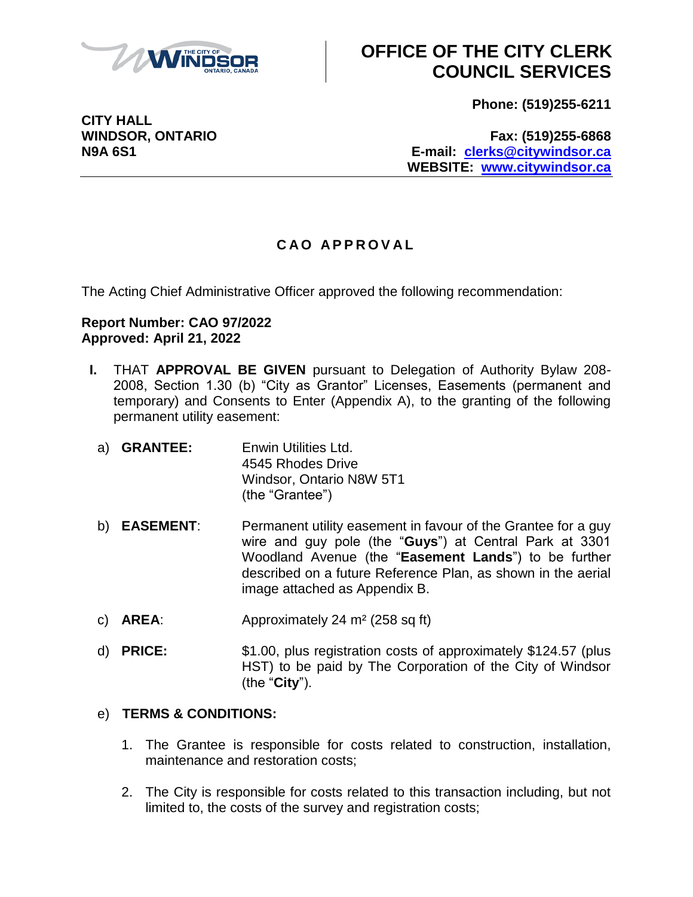# OFFICE OF THE CITY CLERK COUNCIL SERVICES

**CITY HALL**
**WINDSOR, ONTARIO**
**N9A 6S1**

**Phone: (519)255-6211**
**Fax: (519)255-6868**
**E-mail: clerks@citywindsor.ca**
**WEBSITE: www.citywindsor.ca**

---

## CAO APPROVAL

The Acting Chief Administrative Officer approved the following recommendation:

**Report Number: CAO 97/2022**
**Approved: April 21, 2022**

**I.** THAT **APPROVAL BE GIVEN** pursuant to Delegation of Authority Bylaw 208-2008, Section 1.30 (b) "City as Grantor" Licenses, Easements (permanent and temporary) and Consents to Enter (Appendix A), to the granting of the following permanent utility easement:

a) **GRANTEE:** Enwin Utilities Ltd.
4545 Rhodes Drive
Windsor, Ontario N8W 5T1
(the "Grantee")

b) **EASEMENT**: Permanent utility easement in favour of the Grantee for a guy wire and guy pole (the "**Guys**") at Central Park at 3301 Woodland Avenue (the "**Easement Lands**") to be further described on a future Reference Plan, as shown in the aerial image attached as Appendix B.

c) **AREA**: Approximately 24 m² (258 sq ft)

d) **PRICE:** $1.00, plus registration costs of approximately $124.57 (plus HST) to be paid by The Corporation of the City of Windsor (the "**City**").

e) **TERMS & CONDITIONS:**

1. The Grantee is responsible for costs related to construction, installation, maintenance and restoration costs;
2. The City is responsible for costs related to this transaction including, but not limited to, the costs of the survey and registration costs;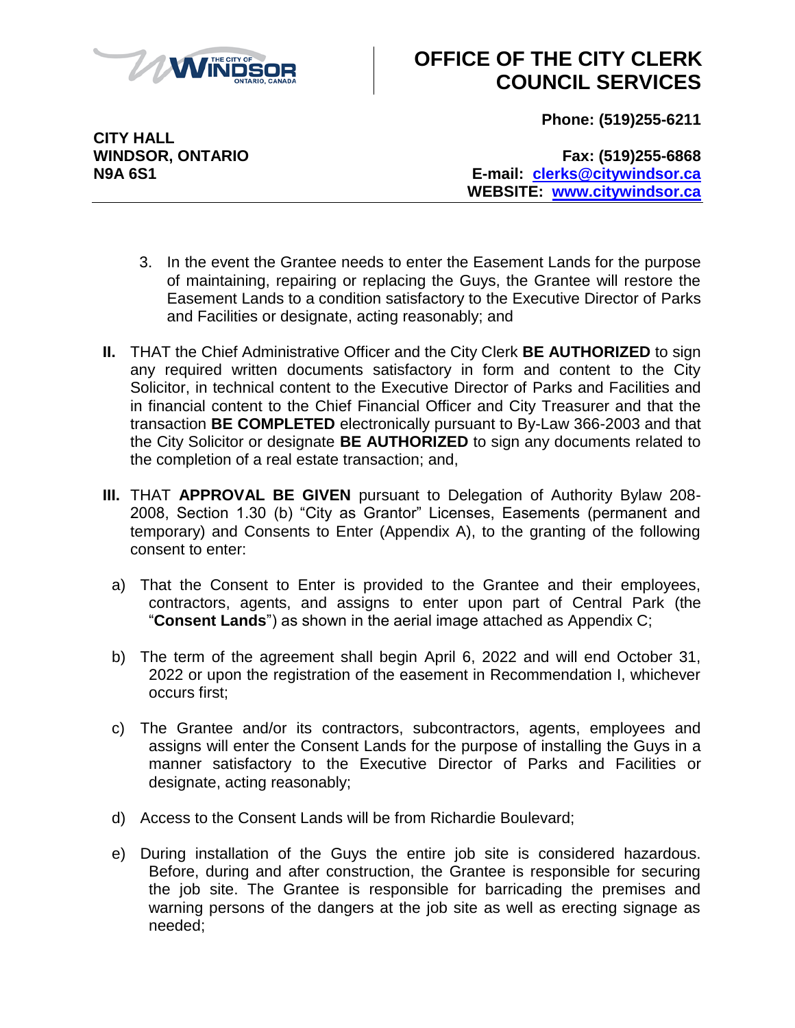3. In the event the Grantee needs to enter the Easement Lands for the purpose of maintaining, repairing or replacing the Guys, the Grantee will restore the Easement Lands to a condition satisfactory to the Executive Director of Parks and Facilities or designate, acting reasonably; and

**II.** THAT the Chief Administrative Officer and the City Clerk **BE AUTHORIZED** to sign any required written documents satisfactory in form and content to the City Solicitor, in technical content to the Executive Director of Parks and Facilities and in financial content to the Chief Financial Officer and City Treasurer and that the transaction **BE COMPLETED** electronically pursuant to By-Law 366-2003 and that the City Solicitor or designate **BE AUTHORIZED** to sign any documents related to the completion of a real estate transaction; and,

**III.** THAT **APPROVAL BE GIVEN** pursuant to Delegation of Authority Bylaw 208-2008, Section 1.30 (b) "City as Grantor" Licenses, Easements (permanent and temporary) and Consents to Enter (Appendix A), to the granting of the following consent to enter:

a) That the Consent to Enter is provided to the Grantee and their employees, contractors, agents, and assigns to enter upon part of Central Park (the "**Consent Lands**") as shown in the aerial image attached as Appendix C;

b) The term of the agreement shall begin April 6, 2022 and will end October 31, 2022 or upon the registration of the easement in Recommendation I, whichever occurs first;

c) The Grantee and/or its contractors, subcontractors, agents, employees and assigns will enter the Consent Lands for the purpose of installing the Guys in a manner satisfactory to the Executive Director of Parks and Facilities or designate, acting reasonably;

d) Access to the Consent Lands will be from Richardie Boulevard;

e) During installation of the Guys the entire job site is considered hazardous. Before, during and after construction, the Grantee is responsible for securing the job site. The Grantee is responsible for barricading the premises and warning persons of the dangers at the job site as well as erecting signage as needed;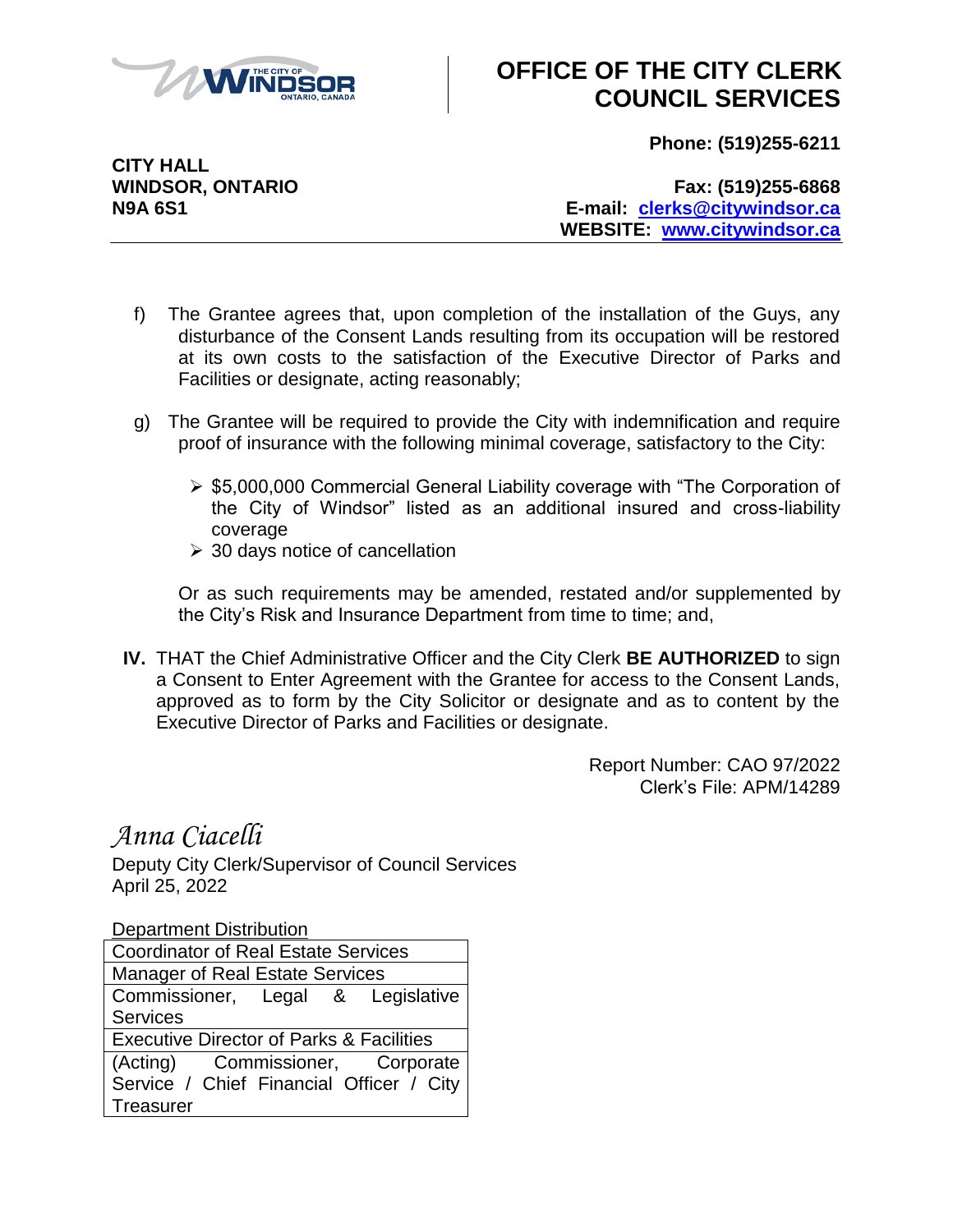# OFFICE OF THE CITY CLERK COUNCIL SERVICES

**CITY HALL**
**WINDSOR, ONTARIO**
**N9A 6S1**

**Phone: (519)255-6211**

**Fax: (519)255-6868**
**E-mail: clerks@citywindsor.ca**
**WEBSITE: www.citywindsor.ca**

f) The Grantee agrees that, upon completion of the installation of the Guys, any disturbance of the Consent Lands resulting from its occupation will be restored at its own costs to the satisfaction of the Executive Director of Parks and Facilities or designate, acting reasonably;

g) The Grantee will be required to provide the City with indemnification and require proof of insurance with the following minimal coverage, satisfactory to the City:

- $5,000,000 Commercial General Liability coverage with "The Corporation of the City of Windsor" listed as an additional insured and cross-liability coverage
- 30 days notice of cancellation

Or as such requirements may be amended, restated and/or supplemented by the City's Risk and Insurance Department from time to time; and,

**IV.** THAT the Chief Administrative Officer and the City Clerk **BE AUTHORIZED** to sign a Consent to Enter Agreement with the Grantee for access to the Consent Lands, approved as to form by the City Solicitor or designate and as to content by the Executive Director of Parks and Facilities or designate.

Report Number: CAO 97/2022
Clerk's File: APM/14289

*Anna Ciacelli*
Deputy City Clerk/Supervisor of Council Services
April 25, 2022

Department Distribution

| |
|---|
| Coordinator of Real Estate Services |
| Manager of Real Estate Services |
| Commissioner, Legal & Legislative Services |
| Executive Director of Parks & Facilities |
| (Acting) Commissioner, Corporate Service / Chief Financial Officer / City Treasurer |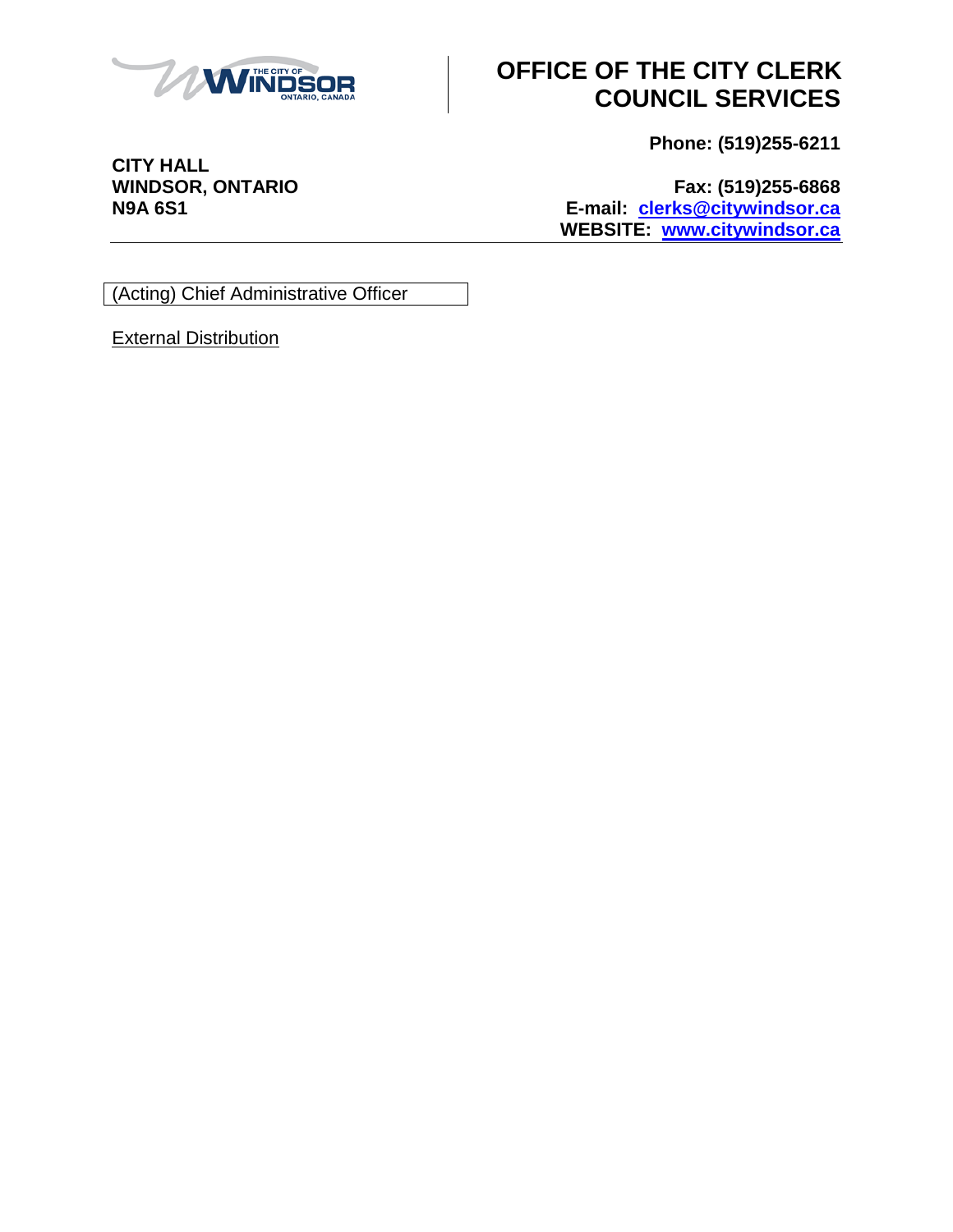# OFFICE OF THE CITY CLERK
# COUNCIL SERVICES

**CITY HALL**
**WINDSOR, ONTARIO**
**N9A 6S1**

**Phone: (519)255-6211**

**Fax: (519)255-6868**
**E-mail: clerks@citywindsor.ca**
**WEBSITE: www.citywindsor.ca**

---

(Acting) Chief Administrative Officer

External Distribution